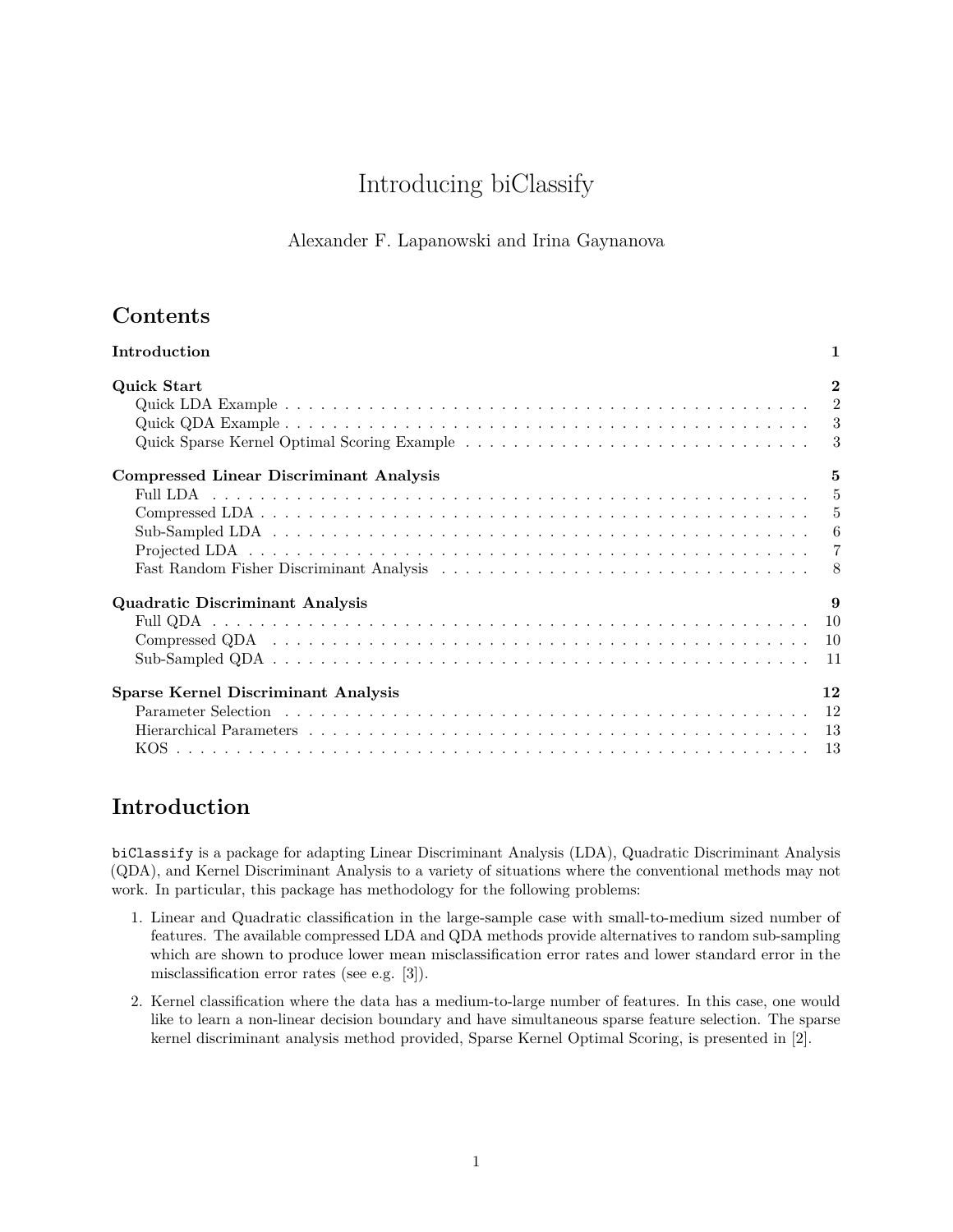# Introducing biClassify

Alexander F. Lapanowski and Irina Gaynanova

## Contents

**Introduction** 1

**Quick Start** 2
- Quick LDA Example 2
- Quick QDA Example 3
- Quick Sparse Kernel Optimal Scoring Example 3

**Compressed Linear Discriminant Analysis** 5
- Full LDA 5
- Compressed LDA 5
- Sub-Sampled LDA 6
- Projected LDA 7
- Fast Random Fisher Discriminant Analysis 8

**Quadratic Discriminant Analysis** 9
- Full QDA 10
- Compressed QDA 10
- Sub-Sampled QDA 11

**Sparse Kernel Discriminant Analysis** 12
- Parameter Selection 12
- Hierarchical Parameters 13
- KOS 13

## Introduction

`biClassify` is a package for adapting Linear Discriminant Analysis (LDA), Quadratic Discriminant Analysis (QDA), and Kernel Discriminant Analysis to a variety of situations where the conventional methods may not work. In particular, this package has methodology for the following problems:

1. Linear and Quadratic classification in the large-sample case with small-to-medium sized number of features. The available compressed LDA and QDA methods provide alternatives to random sub-sampling which are shown to produce lower mean misclassification error rates and lower standard error in the misclassification error rates (see e.g. [3]).

2. Kernel classification where the data has a medium-to-large number of features. In this case, one would like to learn a non-linear decision boundary and have simultaneous sparse feature selection. The sparse kernel discriminant analysis method provided, Sparse Kernel Optimal Scoring, is presented in [2].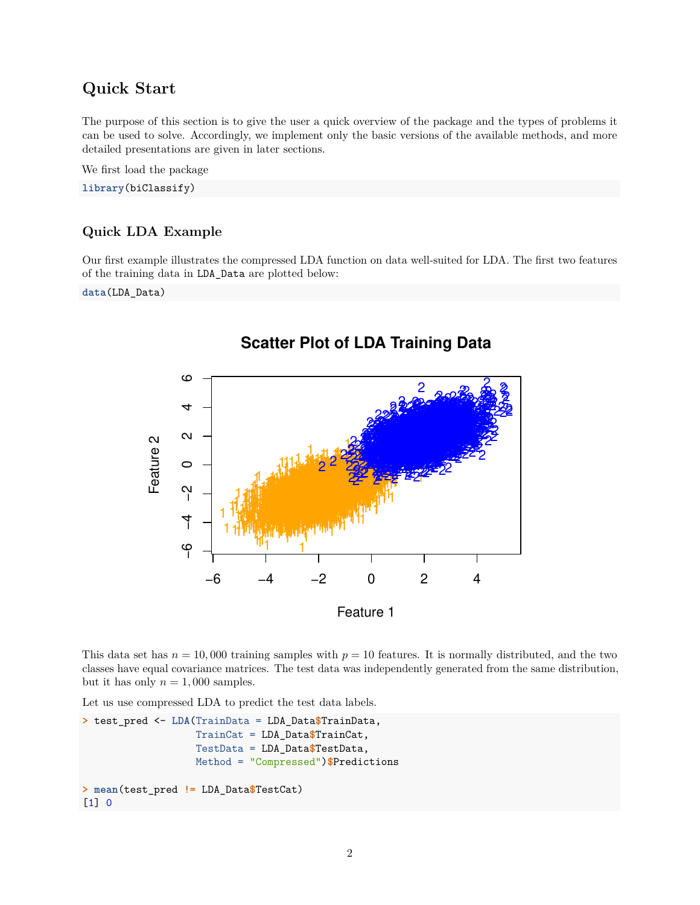## Quick Start

The purpose of this section is to give the user a quick overview of the package and the types of problems it can be used to solve. Accordingly, we implement only the basic versions of the available methods, and more detailed presentations are given in later sections.

We first load the package

```
library(biClassify)
```

### Quick LDA Example

Our first example illustrates the compressed LDA function on data well-suited for LDA. The first two features of the training data in `LDA_Data` are plotted below:

```
data(LDA_Data)
```

This data set has $n = 10,000$ training samples with $p = 10$ features. It is normally distributed, and the two classes have equal covariance matrices. The test data was independently generated from the same distribution, but it has only $n = 1,000$ samples.

Let us use compressed LDA to predict the test data labels.

```
> test_pred <- LDA(TrainData = LDA_Data$TrainData,
                   TrainCat = LDA_Data$TrainCat,
                   TestData = LDA_Data$TestData,
                   Method = "Compressed")$Predictions

> mean(test_pred != LDA_Data$TestCat)
[1] 0
```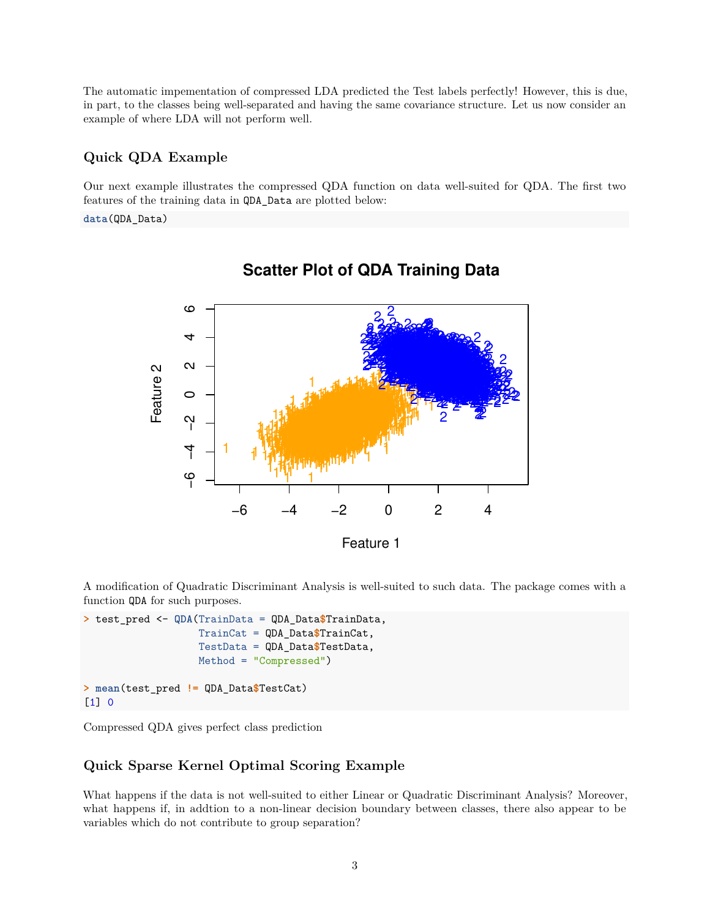The automatic impementation of compressed LDA predicted the Test labels perfectly! However, this is due, in part, to the classes being well-separated and having the same covariance structure. Let us now consider an example of where LDA will not perform well.

### Quick QDA Example

Our next example illustrates the compressed QDA function on data well-suited for QDA. The first two features of the training data in `QDA_Data` are plotted below:

```
data(QDA_Data)
```

A modification of Quadratic Discriminant Analysis is well-suited to such data. The package comes with a function `QDA` for such purposes.

```
> test_pred <- QDA(TrainData = QDA_Data$TrainData,
                   TrainCat = QDA_Data$TrainCat,
                   TestData = QDA_Data$TestData,
                   Method = "Compressed")

> mean(test_pred != QDA_Data$TestCat)
[1] 0
```

Compressed QDA gives perfect class prediction

### Quick Sparse Kernel Optimal Scoring Example

What happens if the data is not well-suited to either Linear or Quadratic Discriminant Analysis? Moreover, what happens if, in addtion to a non-linear decision boundary between classes, there also appear to be variables which do not contribute to group separation?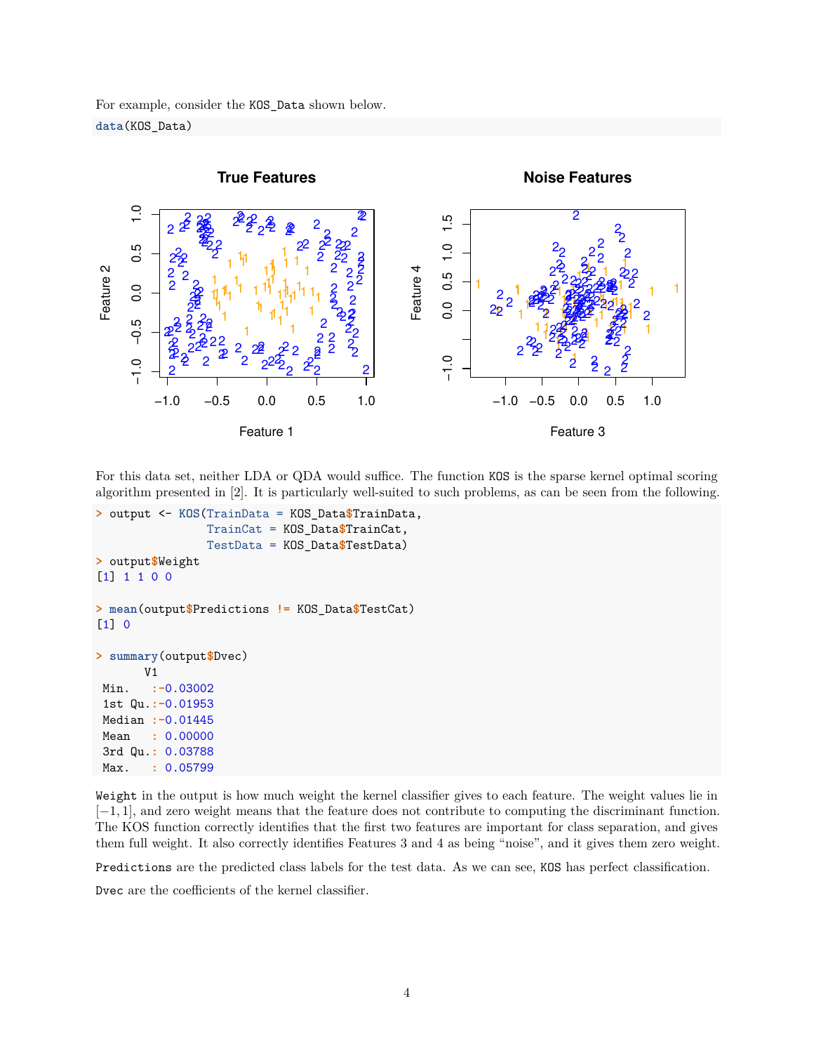For example, consider the KOS_Data shown below.

```
data(KOS_Data)
```

For this data set, neither LDA or QDA would suffice. The function KOS is the sparse kernel optimal scoring algorithm presented in [2]. It is particularly well-suited to such problems, as can be seen from the following.

```
> output <- KOS(TrainData = KOS_Data$TrainData,
                TrainCat = KOS_Data$TrainCat,
                TestData = KOS_Data$TestData)
> output$Weight
[1] 1 1 0 0

> mean(output$Predictions != KOS_Data$TestCat)
[1] 0

> summary(output$Dvec)
       V1
 Min.   :-0.03002
 1st Qu.:-0.01953
 Median :-0.01445
 Mean   : 0.00000
 3rd Qu.: 0.03788
 Max.   : 0.05799
```

Weight in the output is how much weight the kernel classifier gives to each feature. The weight values lie in $[-1, 1]$, and zero weight means that the feature does not contribute to computing the discriminant function. The KOS function correctly identifies that the first two features are important for class separation, and gives them full weight. It also correctly identifies Features 3 and 4 as being "noise", and it gives them zero weight.

Predictions are the predicted class labels for the test data. As we can see, KOS has perfect classification.

Dvec are the coefficients of the kernel classifier.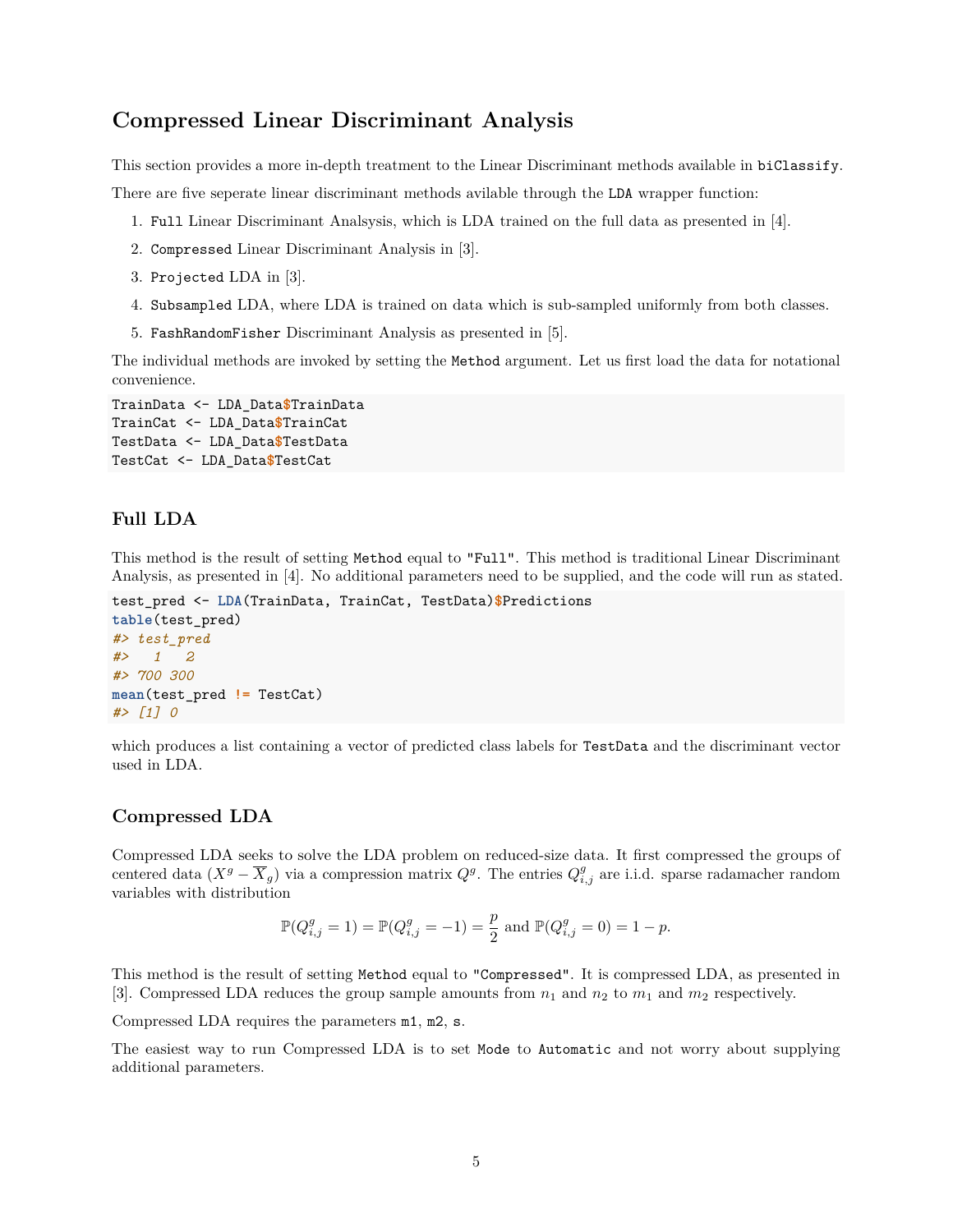## Compressed Linear Discriminant Analysis

This section provides a more in-depth treatment to the Linear Discriminant methods available in `biClassify`.

There are five seperate linear discriminant methods avilable through the `LDA` wrapper function:

1. `Full` Linear Discriminant Analsysis, which is LDA trained on the full data as presented in [4].
2. `Compressed` Linear Discriminant Analysis in [3].
3. `Projected` LDA in [3].
4. `Subsampled` LDA, where LDA is trained on data which is sub-sampled uniformly from both classes.
5. `FashRandomFisher` Discriminant Analysis as presented in [5].

The individual methods are invoked by setting the `Method` argument. Let us first load the data for notational convenience.

```
TrainData <- LDA_Data$TrainData
TrainCat <- LDA_Data$TrainCat
TestData <- LDA_Data$TestData
TestCat <- LDA_Data$TestCat
```

### Full LDA

This method is the result of setting `Method` equal to `"Full"`. This method is traditional Linear Discriminant Analysis, as presented in [4]. No additional parameters need to be supplied, and the code will run as stated.

```
test_pred <- LDA(TrainData, TrainCat, TestData)$Predictions
table(test_pred)
#> test_pred
#>   1   2
#> 700 300
mean(test_pred != TestCat)
#> [1] 0
```

which produces a list containing a vector of predicted class labels for `TestData` and the discriminant vector used in LDA.

### Compressed LDA

Compressed LDA seeks to solve the LDA problem on reduced-size data. It first compressed the groups of centered data $(X^g - \overline{X}_g)$ via a compression matrix $Q^g$. The entries $Q^g_{i,j}$ are i.i.d. sparse radamacher random variables with distribution

$$\mathbb{P}(Q^g_{i,j} = 1) = \mathbb{P}(Q^g_{i,j} = -1) = \frac{p}{2} \text{ and } \mathbb{P}(Q^g_{i,j} = 0) = 1 - p.$$

This method is the result of setting `Method` equal to `"Compressed"`. It is compressed LDA, as presented in [3]. Compressed LDA reduces the group sample amounts from $n_1$ and $n_2$ to $m_1$ and $m_2$ respectively.

Compressed LDA requires the parameters `m1`, `m2`, `s`.

The easiest way to run Compressed LDA is to set `Mode` to `Automatic` and not worry about supplying additional parameters.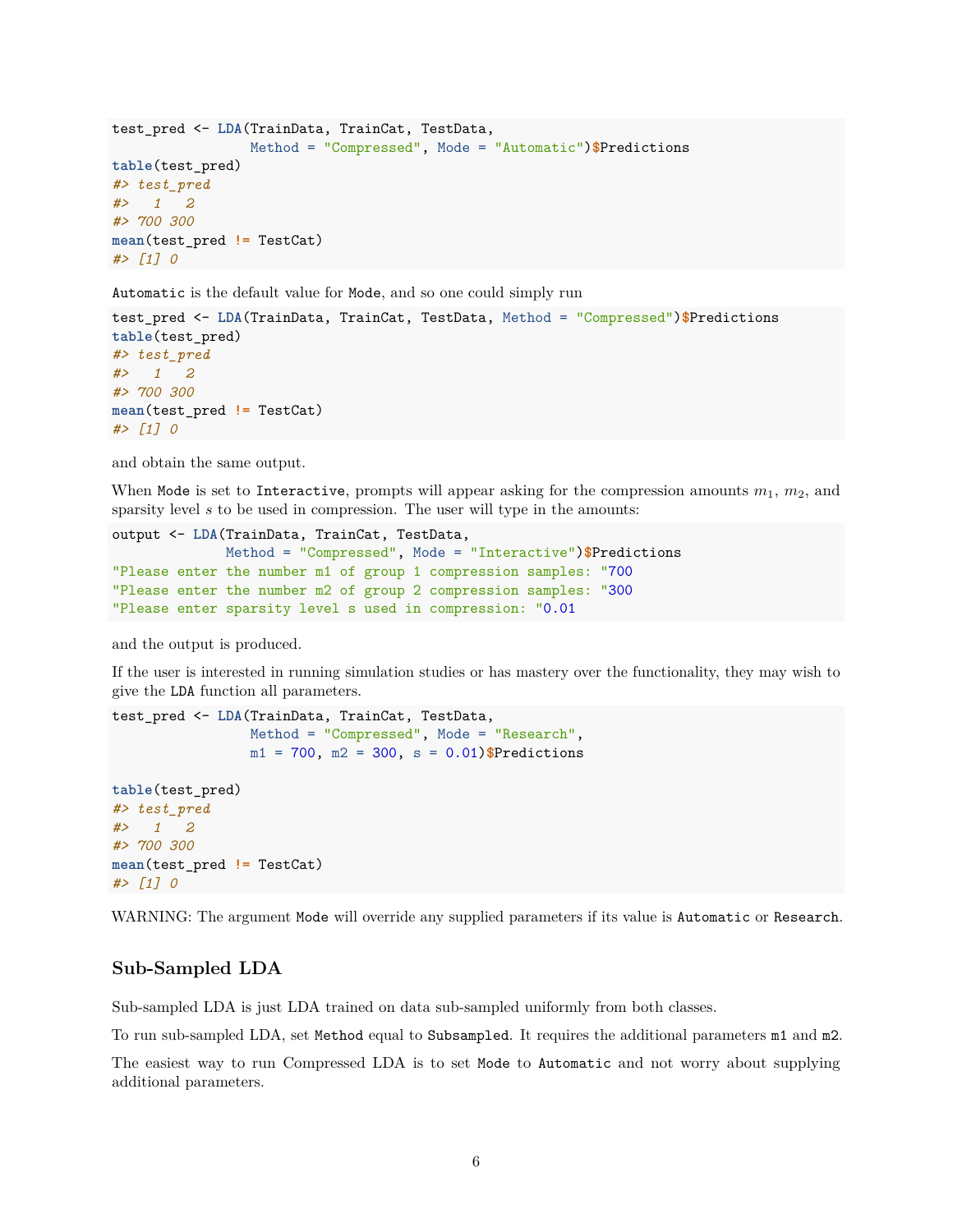```r
test_pred <- LDA(TrainData, TrainCat, TestData,
                 Method = "Compressed", Mode = "Automatic")$Predictions
table(test_pred)
#> test_pred
#>   1   2
#> 700 300
mean(test_pred != TestCat)
#> [1] 0
```

Automatic is the default value for Mode, and so one could simply run

```r
test_pred <- LDA(TrainData, TrainCat, TestData, Method = "Compressed")$Predictions
table(test_pred)
#> test_pred
#>   1   2
#> 700 300
mean(test_pred != TestCat)
#> [1] 0
```

and obtain the same output.

When Mode is set to Interactive, prompts will appear asking for the compression amounts $m_1$, $m_2$, and sparsity level $s$ to be used in compression. The user will type in the amounts:

```r
output <- LDA(TrainData, TrainCat, TestData,
              Method = "Compressed", Mode = "Interactive")$Predictions
"Please enter the number m1 of group 1 compression samples: "700
"Please enter the number m2 of group 2 compression samples: "300
"Please enter sparsity level s used in compression: "0.01
```

and the output is produced.

If the user is interested in running simulation studies or has mastery over the functionality, they may wish to give the LDA function all parameters.

```r
test_pred <- LDA(TrainData, TrainCat, TestData,
                 Method = "Compressed", Mode = "Research",
                 m1 = 700, m2 = 300, s = 0.01)$Predictions

table(test_pred)
#> test_pred
#>   1   2
#> 700 300
mean(test_pred != TestCat)
#> [1] 0
```

WARNING: The argument Mode will override any supplied parameters if its value is Automatic or Research.

## Sub-Sampled LDA

Sub-sampled LDA is just LDA trained on data sub-sampled uniformly from both classes.

To run sub-sampled LDA, set Method equal to Subsampled. It requires the additional parameters m1 and m2.

The easiest way to run Compressed LDA is to set Mode to Automatic and not worry about supplying additional parameters.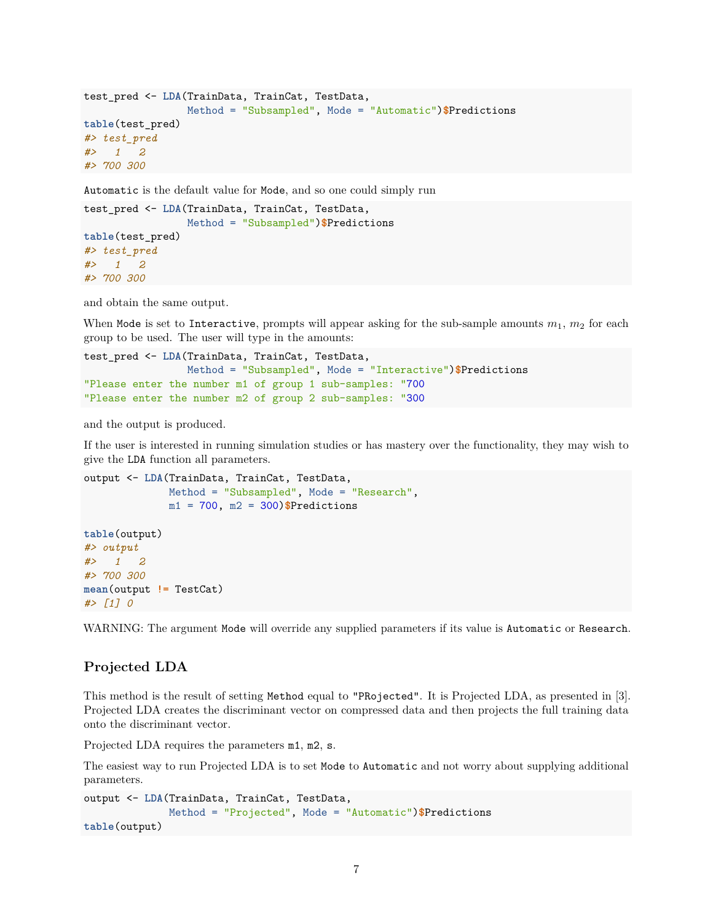```
test_pred <- LDA(TrainData, TrainCat, TestData,
                 Method = "Subsampled", Mode = "Automatic")$Predictions
table(test_pred)
#> test_pred
#>   1   2
#> 700 300
```

`Automatic` is the default value for `Mode`, and so one could simply run

```
test_pred <- LDA(TrainData, TrainCat, TestData,
                 Method = "Subsampled")$Predictions
table(test_pred)
#> test_pred
#>   1   2
#> 700 300
```

and obtain the same output.

When `Mode` is set to `Interactive`, prompts will appear asking for the sub-sample amounts $m_1$, $m_2$ for each group to be used. The user will type in the amounts:

```
test_pred <- LDA(TrainData, TrainCat, TestData,
                 Method = "Subsampled", Mode = "Interactive")$Predictions
"Please enter the number m1 of group 1 sub-samples: "700
"Please enter the number m2 of group 2 sub-samples: "300
```

and the output is produced.

If the user is interested in running simulation studies or has mastery over the functionality, they may wish to give the `LDA` function all parameters.

```
output <- LDA(TrainData, TrainCat, TestData,
              Method = "Subsampled", Mode = "Research",
              m1 = 700, m2 = 300)$Predictions

table(output)
#> output
#>   1   2
#> 700 300
mean(output != TestCat)
#> [1] 0
```

WARNING: The argument `Mode` will override any supplied parameters if its value is `Automatic` or `Research`.

## Projected LDA

This method is the result of setting `Method` equal to `"PRojected"`. It is Projected LDA, as presented in [3]. Projected LDA creates the discriminant vector on compressed data and then projects the full training data onto the discriminant vector.

Projected LDA requires the parameters `m1`, `m2`, `s`.

The easiest way to run Projected LDA is to set `Mode` to `Automatic` and not worry about supplying additional parameters.

```
output <- LDA(TrainData, TrainCat, TestData,
              Method = "Projected", Mode = "Automatic")$Predictions
table(output)
```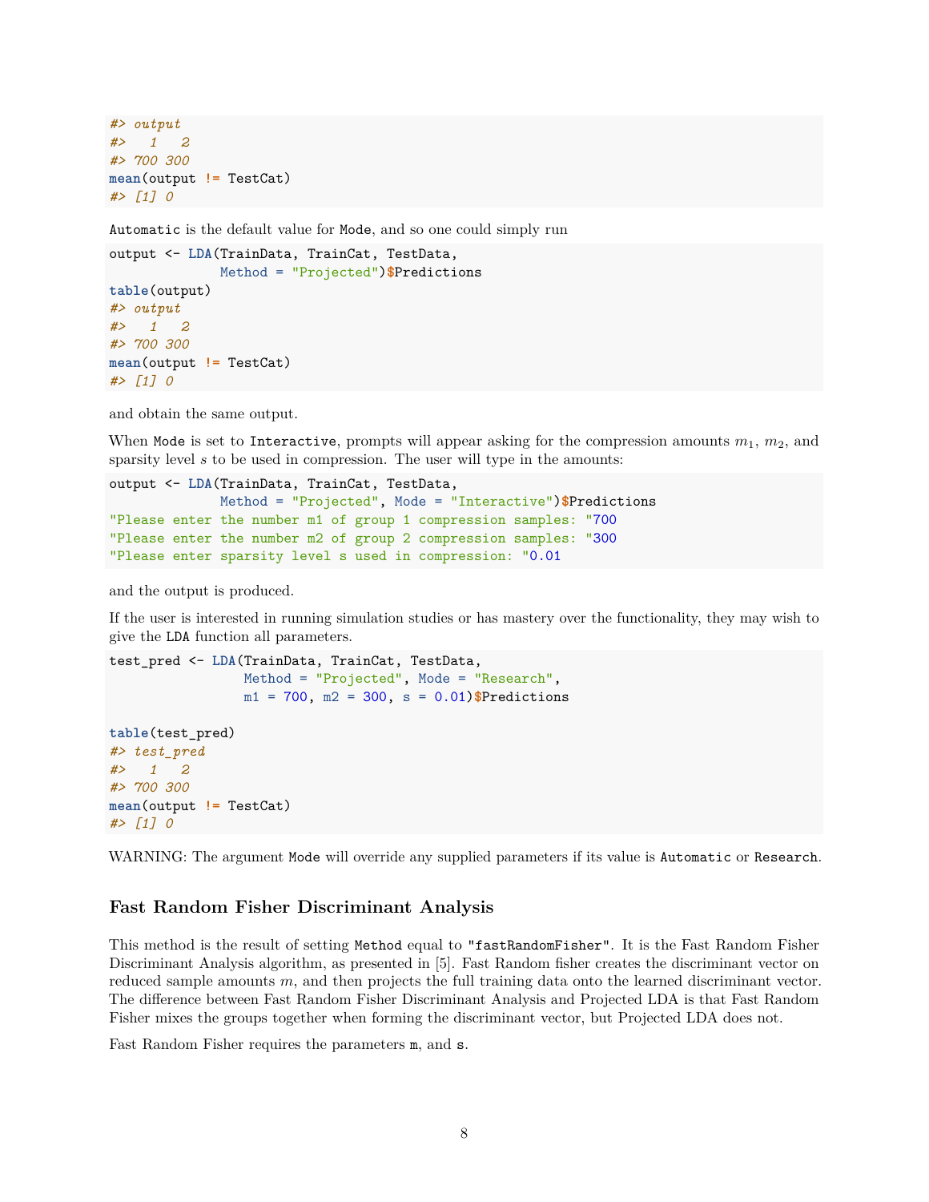```
#> output
#>   1   2
#> 700 300
mean(output != TestCat)
#> [1] 0
```

Automatic is the default value for Mode, and so one could simply run

```
output <- LDA(TrainData, TrainCat, TestData,
              Method = "Projected")$Predictions
table(output)
#> output
#>   1   2
#> 700 300
mean(output != TestCat)
#> [1] 0
```

and obtain the same output.

When Mode is set to Interactive, prompts will appear asking for the compression amounts $m_1$, $m_2$, and sparsity level $s$ to be used in compression. The user will type in the amounts:

```
output <- LDA(TrainData, TrainCat, TestData,
              Method = "Projected", Mode = "Interactive")$Predictions
"Please enter the number m1 of group 1 compression samples: "700
"Please enter the number m2 of group 2 compression samples: "300
"Please enter sparsity level s used in compression: "0.01
```

and the output is produced.

If the user is interested in running simulation studies or has mastery over the functionality, they may wish to give the LDA function all parameters.

```
test_pred <- LDA(TrainData, TrainCat, TestData,
                 Method = "Projected", Mode = "Research",
                 m1 = 700, m2 = 300, s = 0.01)$Predictions

table(test_pred)
#> test_pred
#>   1   2
#> 700 300
mean(output != TestCat)
#> [1] 0
```

WARNING: The argument Mode will override any supplied parameters if its value is Automatic or Research.

### Fast Random Fisher Discriminant Analysis

This method is the result of setting Method equal to "fastRandomFisher". It is the Fast Random Fisher Discriminant Analysis algorithm, as presented in [5]. Fast Random fisher creates the discriminant vector on reduced sample amounts $m$, and then projects the full training data onto the learned discriminant vector. The difference between Fast Random Fisher Discriminant Analysis and Projected LDA is that Fast Random Fisher mixes the groups together when forming the discriminant vector, but Projected LDA does not.

Fast Random Fisher requires the parameters m, and s.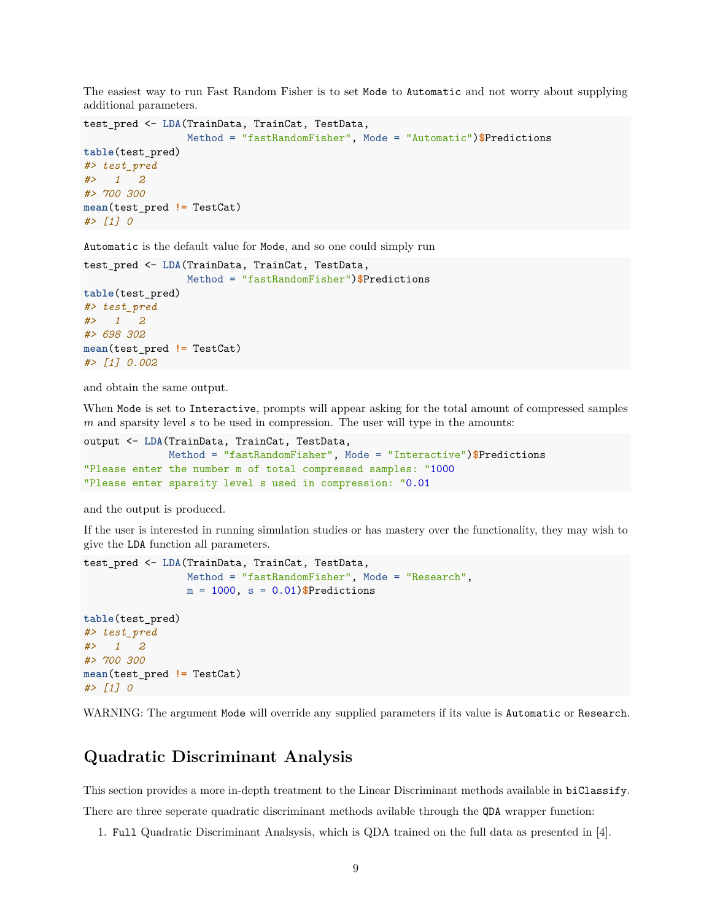The easiest way to run Fast Random Fisher is to set `Mode` to `Automatic` and not worry about supplying additional parameters.

```
test_pred <- LDA(TrainData, TrainCat, TestData,
                 Method = "fastRandomFisher", Mode = "Automatic")$Predictions
table(test_pred)
#> test_pred
#>   1   2
#> 700 300
mean(test_pred != TestCat)
#> [1] 0
```

`Automatic` is the default value for `Mode`, and so one could simply run

```
test_pred <- LDA(TrainData, TrainCat, TestData,
                 Method = "fastRandomFisher")$Predictions
table(test_pred)
#> test_pred
#>   1   2
#> 698 302
mean(test_pred != TestCat)
#> [1] 0.002
```

and obtain the same output.

When `Mode` is set to `Interactive`, prompts will appear asking for the total amount of compressed samples $m$ and sparsity level $s$ to be used in compression. The user will type in the amounts:

```
output <- LDA(TrainData, TrainCat, TestData,
              Method = "fastRandomFisher", Mode = "Interactive")$Predictions
"Please enter the number m of total compressed samples: "1000
"Please enter sparsity level s used in compression: "0.01
```

and the output is produced.

If the user is interested in running simulation studies or has mastery over the functionality, they may wish to give the `LDA` function all parameters.

```
test_pred <- LDA(TrainData, TrainCat, TestData,
                 Method = "fastRandomFisher", Mode = "Research",
                 m = 1000, s = 0.01)$Predictions

table(test_pred)
#> test_pred
#>   1   2
#> 700 300
mean(test_pred != TestCat)
#> [1] 0
```

WARNING: The argument `Mode` will override any supplied parameters if its value is `Automatic` or `Research`.

## Quadratic Discriminant Analysis

This section provides a more in-depth treatment to the Linear Discriminant methods available in `biClassify`.

There are three seperate quadratic discriminant methods avilable through the `QDA` wrapper function:

1. `Full` Quadratic Discriminant Analsysis, which is QDA trained on the full data as presented in [4].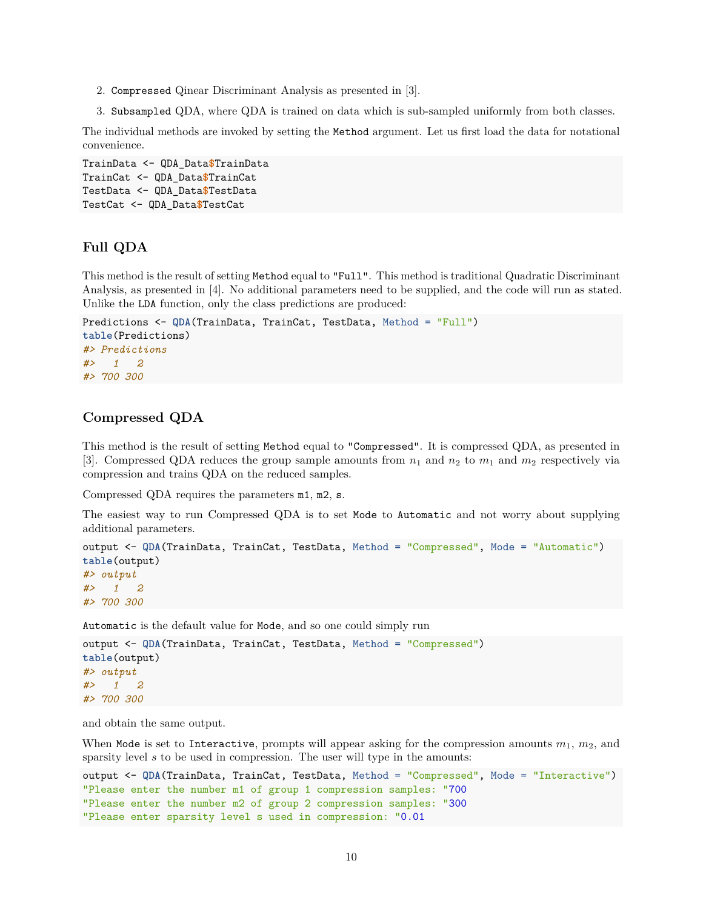2. `Compressed` Qinear Discriminant Analysis as presented in [3].
3. `Subsampled` QDA, where QDA is trained on data which is sub-sampled uniformly from both classes.

The individual methods are invoked by setting the `Method` argument. Let us first load the data for notational convenience.

```
TrainData <- QDA_Data$TrainData
TrainCat <- QDA_Data$TrainCat
TestData <- QDA_Data$TestData
TestCat <- QDA_Data$TestCat
```

## Full QDA

This method is the result of setting `Method` equal to `"Full"`. This method is traditional Quadratic Discriminant Analysis, as presented in [4]. No additional parameters need to be supplied, and the code will run as stated. Unlike the `LDA` function, only the class predictions are produced:

```
Predictions <- QDA(TrainData, TrainCat, TestData, Method = "Full")
table(Predictions)
#> Predictions
#>   1   2
#> 700 300
```

## Compressed QDA

This method is the result of setting `Method` equal to `"Compressed"`. It is compressed QDA, as presented in [3]. Compressed QDA reduces the group sample amounts from $n_1$ and $n_2$ to $m_1$ and $m_2$ respectively via compression and trains QDA on the reduced samples.

Compressed QDA requires the parameters `m1`, `m2`, `s`.

The easiest way to run Compressed QDA is to set `Mode` to `Automatic` and not worry about supplying additional parameters.

```
output <- QDA(TrainData, TrainCat, TestData, Method = "Compressed", Mode = "Automatic")
table(output)
#> output
#>   1   2
#> 700 300
```

`Automatic` is the default value for `Mode`, and so one could simply run

```
output <- QDA(TrainData, TrainCat, TestData, Method = "Compressed")
table(output)
#> output
#>   1   2
#> 700 300
```

and obtain the same output.

When `Mode` is set to `Interactive`, prompts will appear asking for the compression amounts $m_1$, $m_2$, and sparsity level $s$ to be used in compression. The user will type in the amounts:

```
output <- QDA(TrainData, TrainCat, TestData, Method = "Compressed", Mode = "Interactive")
"Please enter the number m1 of group 1 compression samples: "700
"Please enter the number m2 of group 2 compression samples: "300
"Please enter sparsity level s used in compression: "0.01
```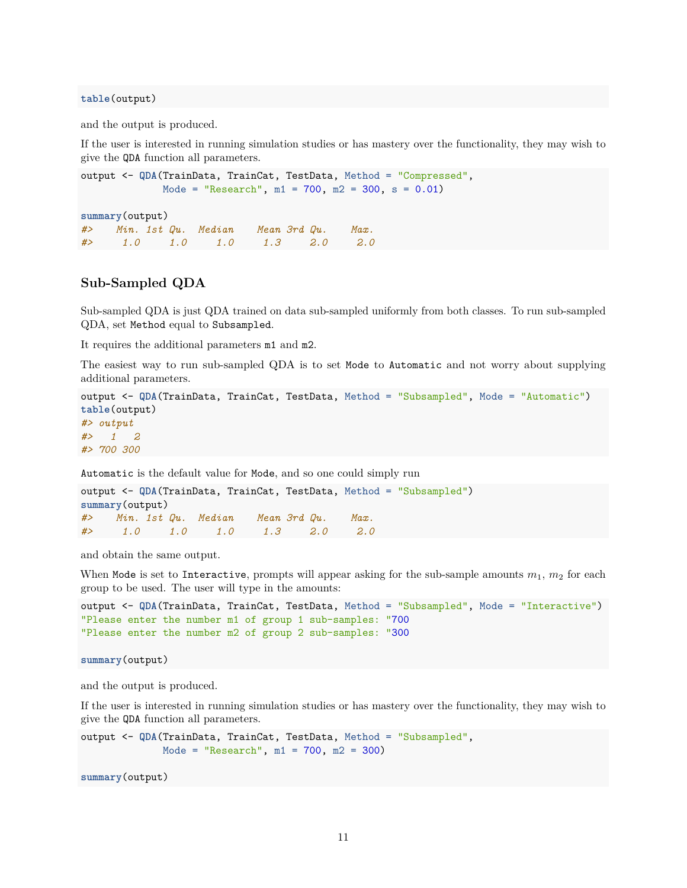```r
table(output)
```

and the output is produced.

If the user is interested in running simulation studies or has mastery over the functionality, they may wish to give the `QDA` function all parameters.

```r
output <- QDA(TrainData, TrainCat, TestData, Method = "Compressed",
              Mode = "Research", m1 = 700, m2 = 300, s = 0.01)

summary(output)
#>    Min. 1st Qu.  Median    Mean 3rd Qu.    Max.
#>     1.0     1.0     1.0     1.3     2.0     2.0
```

### Sub-Sampled QDA

Sub-sampled QDA is just QDA trained on data sub-sampled uniformly from both classes. To run sub-sampled QDA, set `Method` equal to `Subsampled`.

It requires the additional parameters `m1` and `m2`.

The easiest way to run sub-sampled QDA is to set `Mode` to `Automatic` and not worry about supplying additional parameters.

```r
output <- QDA(TrainData, TrainCat, TestData, Method = "Subsampled", Mode = "Automatic")
table(output)
#> output
#>   1   2
#> 700 300
```

`Automatic` is the default value for `Mode`, and so one could simply run

```r
output <- QDA(TrainData, TrainCat, TestData, Method = "Subsampled")
summary(output)
#>    Min. 1st Qu.  Median    Mean 3rd Qu.    Max.
#>     1.0     1.0     1.0     1.3     2.0     2.0
```

and obtain the same output.

When `Mode` is set to `Interactive`, prompts will appear asking for the sub-sample amounts $m_1$, $m_2$ for each group to be used. The user will type in the amounts:

```r
output <- QDA(TrainData, TrainCat, TestData, Method = "Subsampled", Mode = "Interactive")
"Please enter the number m1 of group 1 sub-samples: "700
"Please enter the number m2 of group 2 sub-samples: "300

summary(output)
```

and the output is produced.

If the user is interested in running simulation studies or has mastery over the functionality, they may wish to give the `QDA` function all parameters.

```r
output <- QDA(TrainData, TrainCat, TestData, Method = "Subsampled",
              Mode = "Research", m1 = 700, m2 = 300)

summary(output)
```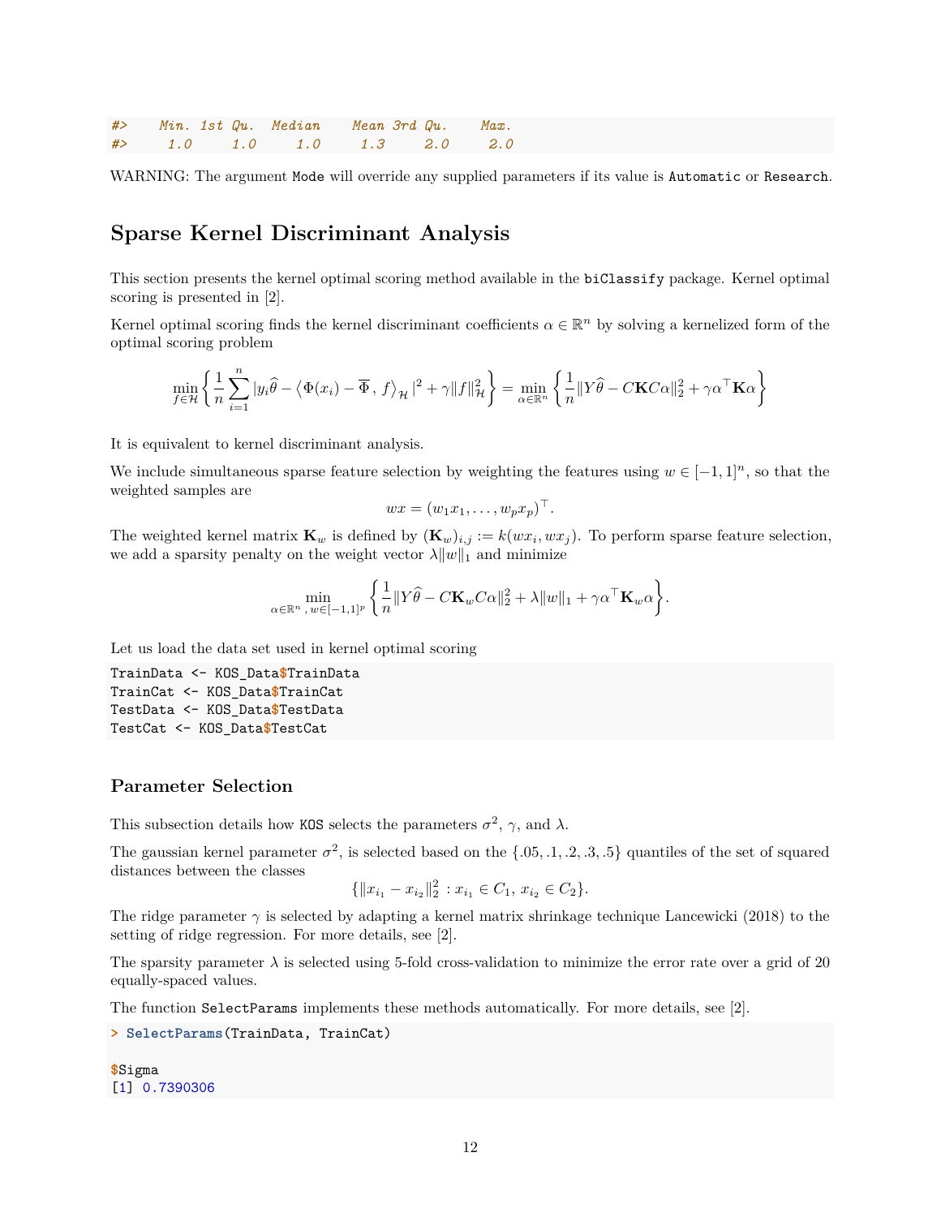```
#>    Min. 1st Qu.  Median    Mean 3rd Qu.    Max.
#>     1.0     1.0     1.0     1.3     2.0     2.0
```

WARNING: The argument `Mode` will override any supplied parameters if its value is `Automatic` or `Research`.

## Sparse Kernel Discriminant Analysis

This section presents the kernel optimal scoring method available in the `biClassify` package. Kernel optimal scoring is presented in [2].

Kernel optimal scoring finds the kernel discriminant coefficients $\alpha \in \mathbb{R}^n$ by solving a kernelized form of the optimal scoring problem

$$\min_{f \in \mathcal{H}} \left\{ \frac{1}{n} \sum_{i=1}^{n} \left| y_i \widehat{\theta} - \left\langle \Phi(x_i) - \overline{\Phi} \, , \, f \right\rangle_{\mathcal{H}} \right|^2 + \gamma \|f\|_{\mathcal{H}}^2 \right\} = \min_{\alpha \in \mathbb{R}^n} \left\{ \frac{1}{n} \|Y\widehat{\theta} - C\mathbf{K}C\alpha\|_2^2 + \gamma \alpha^\top \mathbf{K} \alpha \right\}$$

It is equivalent to kernel discriminant analysis.

We include simultaneous sparse feature selection by weighting the features using $w \in [-1,1]^n$, so that the weighted samples are

$$wx = (w_1 x_1, \ldots, w_p x_p)^\top.$$

The weighted kernel matrix $\mathbf{K}_w$ is defined by $(\mathbf{K}_w)_{i,j} := k(wx_i, wx_j)$. To perform sparse feature selection, we add a sparsity penalty on the weight vector $\lambda \|w\|_1$ and minimize

$$\min_{\alpha \in \mathbb{R}^n \, , \, w \in [-1,1]^p} \left\{ \frac{1}{n} \|Y\widehat{\theta} - C\mathbf{K}_w C\alpha\|_2^2 + \lambda \|w\|_1 + \gamma \alpha^\top \mathbf{K}_w \alpha \right\}.$$

Let us load the data set used in kernel optimal scoring

```
TrainData <- KOS_Data$TrainData
TrainCat <- KOS_Data$TrainCat
TestData <- KOS_Data$TestData
TestCat <- KOS_Data$TestCat
```

### Parameter Selection

This subsection details how `KOS` selects the parameters $\sigma^2$, $\gamma$, and $\lambda$.

The gaussian kernel parameter $\sigma^2$, is selected based on the $\{.05, .1, .2, .3, .5\}$ quantiles of the set of squared distances between the classes

$$\{\|x_{i_1} - x_{i_2}\|_2^2 : x_{i_1} \in C_1, \, x_{i_2} \in C_2\}.$$

The ridge parameter $\gamma$ is selected by adapting a kernel matrix shrinkage technique Lancewicki (2018) to the setting of ridge regression. For more details, see [2].

The sparsity parameter $\lambda$ is selected using 5-fold cross-validation to minimize the error rate over a grid of 20 equally-spaced values.

The function `SelectParams` implements these methods automatically. For more details, see [2].

```
> SelectParams(TrainData, TrainCat)

$Sigma
[1] 0.7390306
```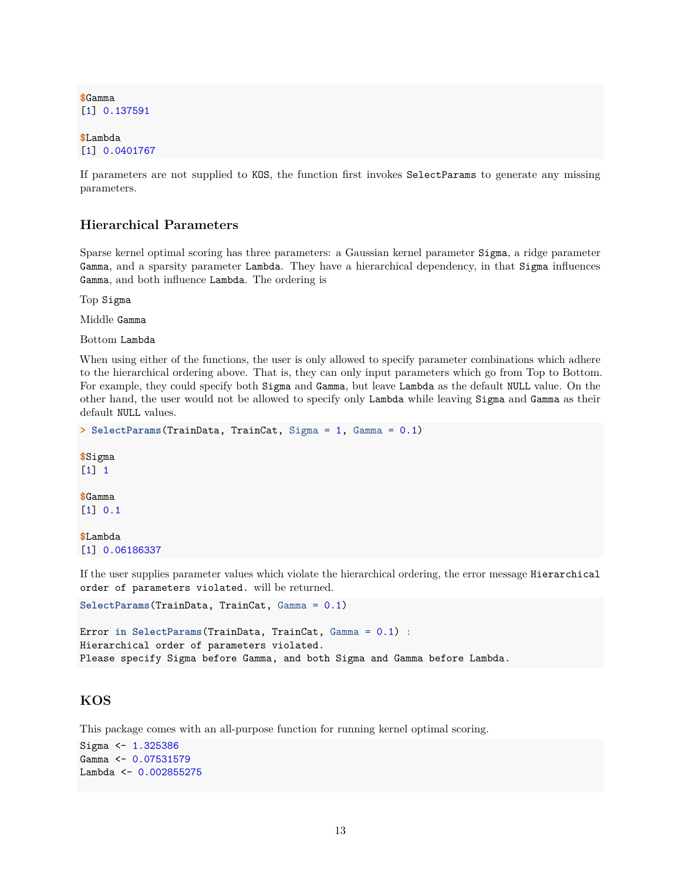```
$Gamma
[1] 0.137591

$Lambda
[1] 0.0401767
```

If parameters are not supplied to `KOS`, the function first invokes `SelectParams` to generate any missing parameters.

### Hierarchical Parameters

Sparse kernel optimal scoring has three parameters: a Gaussian kernel parameter `Sigma`, a ridge parameter `Gamma`, and a sparsity parameter `Lambda`. They have a hierarchical dependency, in that `Sigma` influences `Gamma`, and both influence `Lambda`. The ordering is

Top `Sigma`

Middle `Gamma`

Bottom `Lambda`

When using either of the functions, the user is only allowed to specify parameter combinations which adhere to the hierarchical ordering above. That is, they can only input parameters which go from Top to Bottom. For example, they could specify both `Sigma` and `Gamma`, but leave `Lambda` as the default `NULL` value. On the other hand, the user would not be allowed to specify only `Lambda` while leaving `Sigma` and `Gamma` as their default `NULL` values.

```
> SelectParams(TrainData, TrainCat, Sigma = 1, Gamma = 0.1)

$Sigma
[1] 1

$Gamma
[1] 0.1

$Lambda
[1] 0.06186337
```

If the user supplies parameter values which violate the hierarchical ordering, the error message `Hierarchical order of parameters violated.` will be returned.

```
SelectParams(TrainData, TrainCat, Gamma = 0.1)

Error in SelectParams(TrainData, TrainCat, Gamma = 0.1) :
Hierarchical order of parameters violated.
Please specify Sigma before Gamma, and both Sigma and Gamma before Lambda.
```

### KOS

This package comes with an all-purpose function for running kernel optimal scoring.

```
Sigma <- 1.325386
Gamma <- 0.07531579
Lambda <- 0.002855275
```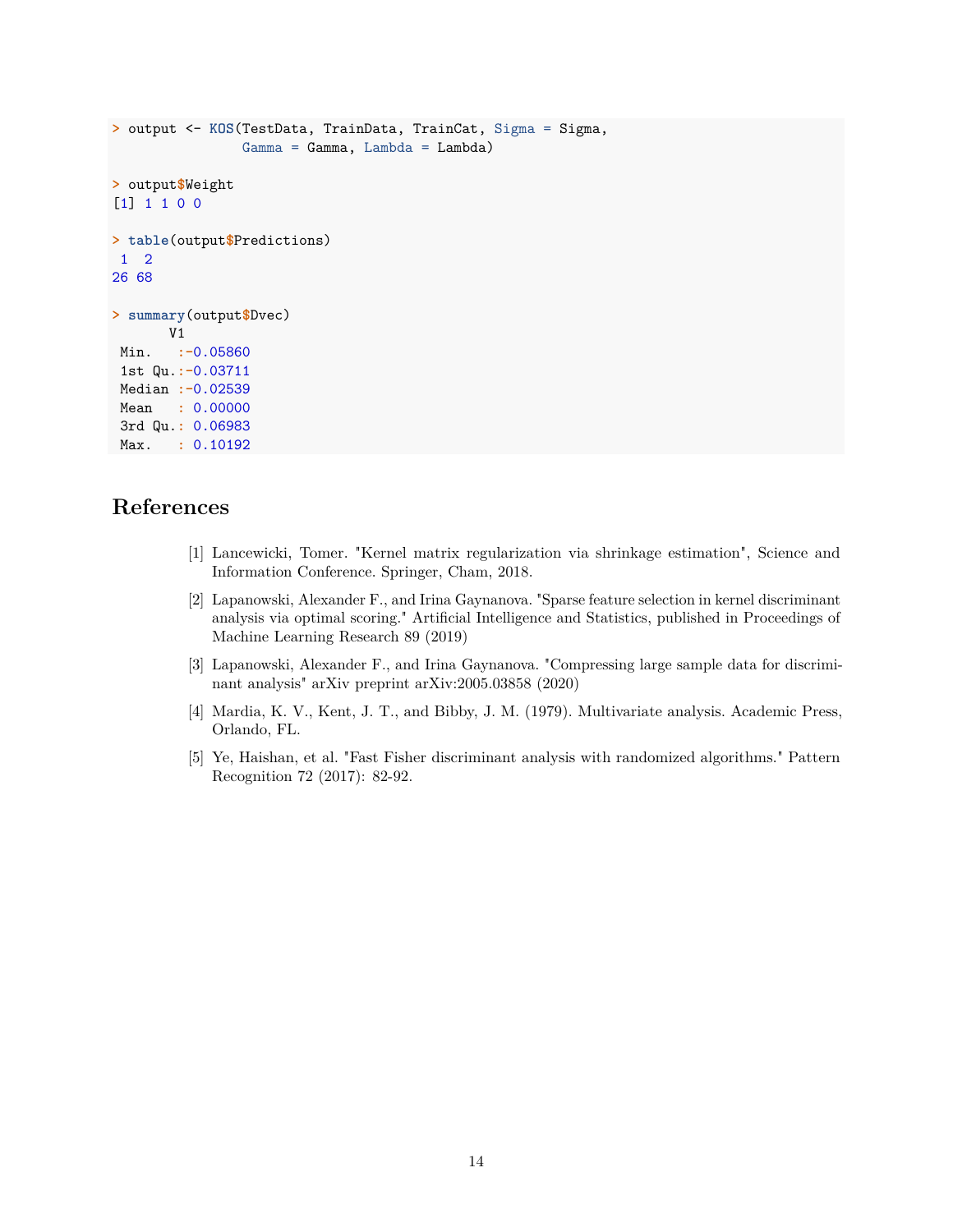```
> output <- KOS(TestData, TrainData, TrainCat, Sigma = Sigma,
               Gamma = Gamma, Lambda = Lambda)

> output$Weight
[1] 1 1 0 0

> table(output$Predictions)
 1  2
26 68

> summary(output$Dvec)
       V1
 Min.   :-0.05860
 1st Qu.:-0.03711
 Median :-0.02539
 Mean   : 0.00000
 3rd Qu.: 0.06983
 Max.   : 0.10192
```

# References

[1] Lancewicki, Tomer. "Kernel matrix regularization via shrinkage estimation", Science and Information Conference. Springer, Cham, 2018.

[2] Lapanowski, Alexander F., and Irina Gaynanova. "Sparse feature selection in kernel discriminant analysis via optimal scoring." Artificial Intelligence and Statistics, published in Proceedings of Machine Learning Research 89 (2019)

[3] Lapanowski, Alexander F., and Irina Gaynanova. "Compressing large sample data for discriminant analysis" arXiv preprint arXiv:2005.03858 (2020)

[4] Mardia, K. V., Kent, J. T., and Bibby, J. M. (1979). Multivariate analysis. Academic Press, Orlando, FL.

[5] Ye, Haishan, et al. "Fast Fisher discriminant analysis with randomized algorithms." Pattern Recognition 72 (2017): 82-92.